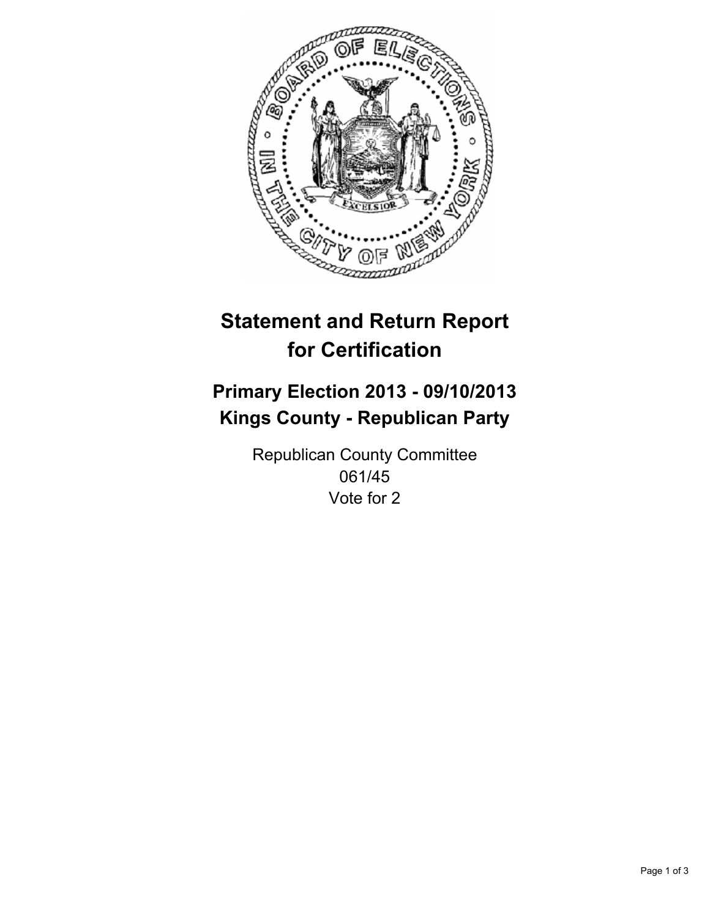# Statement and Return Report for Certification

## Primary Election 2013 - 09/10/2013
## Kings County - Republican Party

Republican County Committee
061/45
Vote for 2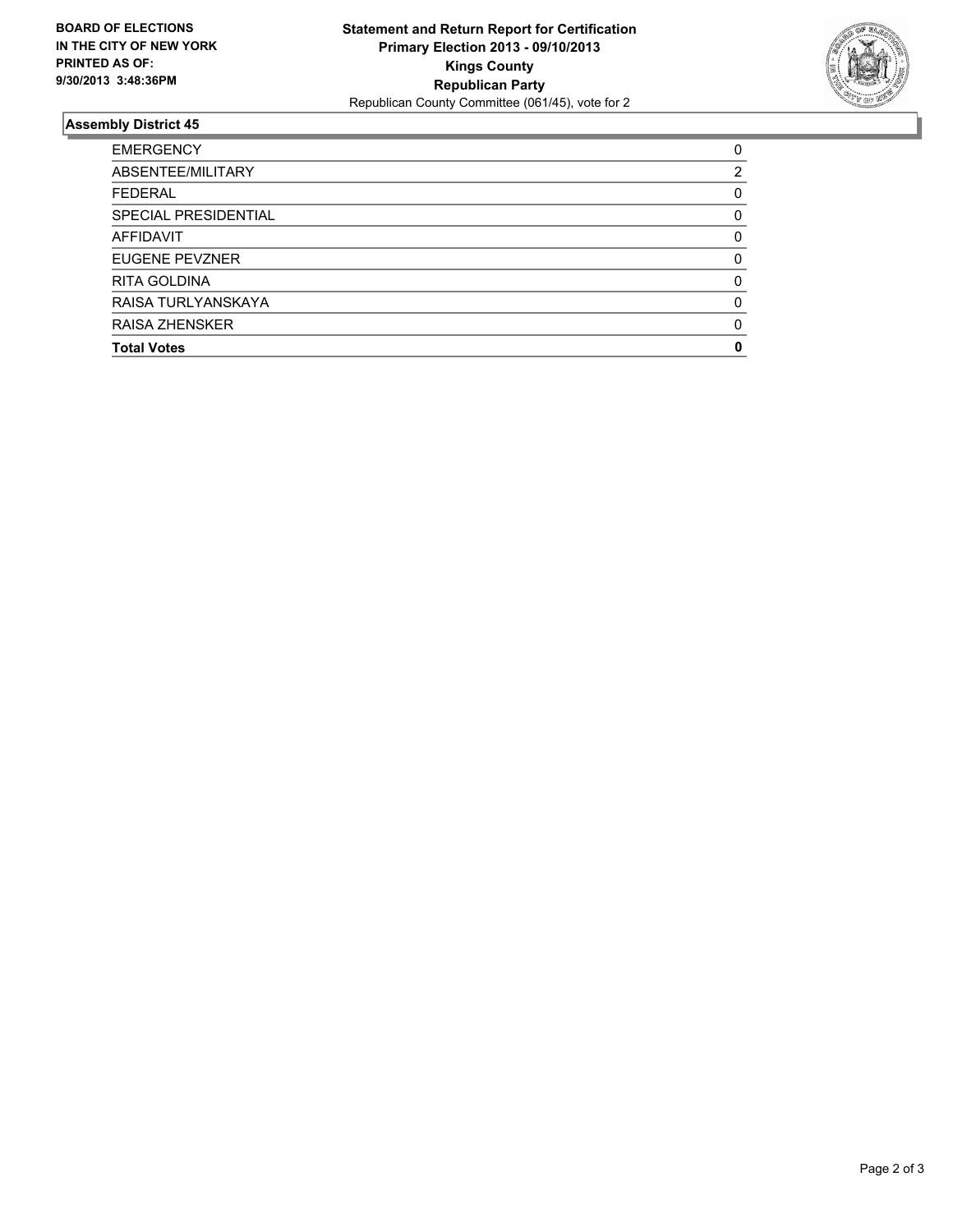**BOARD OF ELECTIONS IN THE CITY OF NEW YORK PRINTED AS OF: 9/30/2013 3:48:36PM**

**Statement and Return Report for Certification**
**Primary Election 2013 - 09/10/2013**
**Kings County**
**Republican Party**
Republican County Committee (061/45), vote for 2

## Assembly District 45

| | |
|---|---|
| EMERGENCY | 0 |
| ABSENTEE/MILITARY | 2 |
| FEDERAL | 0 |
| SPECIAL PRESIDENTIAL | 0 |
| AFFIDAVIT | 0 |
| EUGENE PEVZNER | 0 |
| RITA GOLDINA | 0 |
| RAISA TURLYANSKAYA | 0 |
| RAISA ZHENSKER | 0 |
| **Total Votes** | **0** |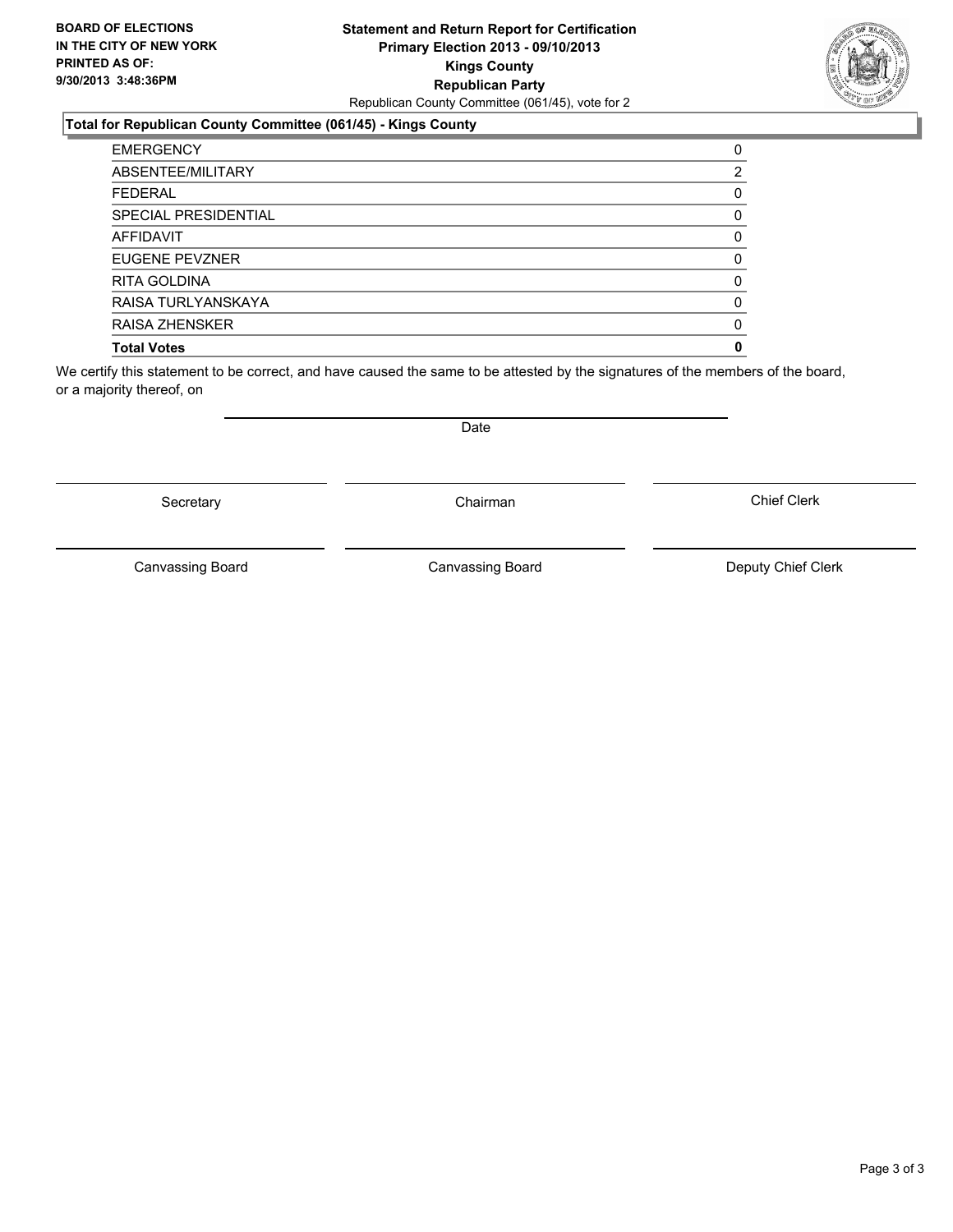**BOARD OF ELECTIONS IN THE CITY OF NEW YORK PRINTED AS OF: 9/30/2013 3:48:36PM**

**Statement and Return Report for Certification**
**Primary Election 2013 - 09/10/2013**
**Kings County**
**Republican Party**
Republican County Committee (061/45), vote for 2

**Total for Republican County Committee (061/45) - Kings County**

| | |
|---|---|
| EMERGENCY | 0 |
| ABSENTEE/MILITARY | 2 |
| FEDERAL | 0 |
| SPECIAL PRESIDENTIAL | 0 |
| AFFIDAVIT | 0 |
| EUGENE PEVZNER | 0 |
| RITA GOLDINA | 0 |
| RAISA TURLYANSKAYA | 0 |
| RAISA ZHENSKER | 0 |
| **Total Votes** | **0** |

We certify this statement to be correct, and have caused the same to be attested by the signatures of the members of the board, or a majority thereof, on

Date

Secretary | Chairman | Chief Clerk

Canvassing Board | Canvassing Board | Deputy Chief Clerk